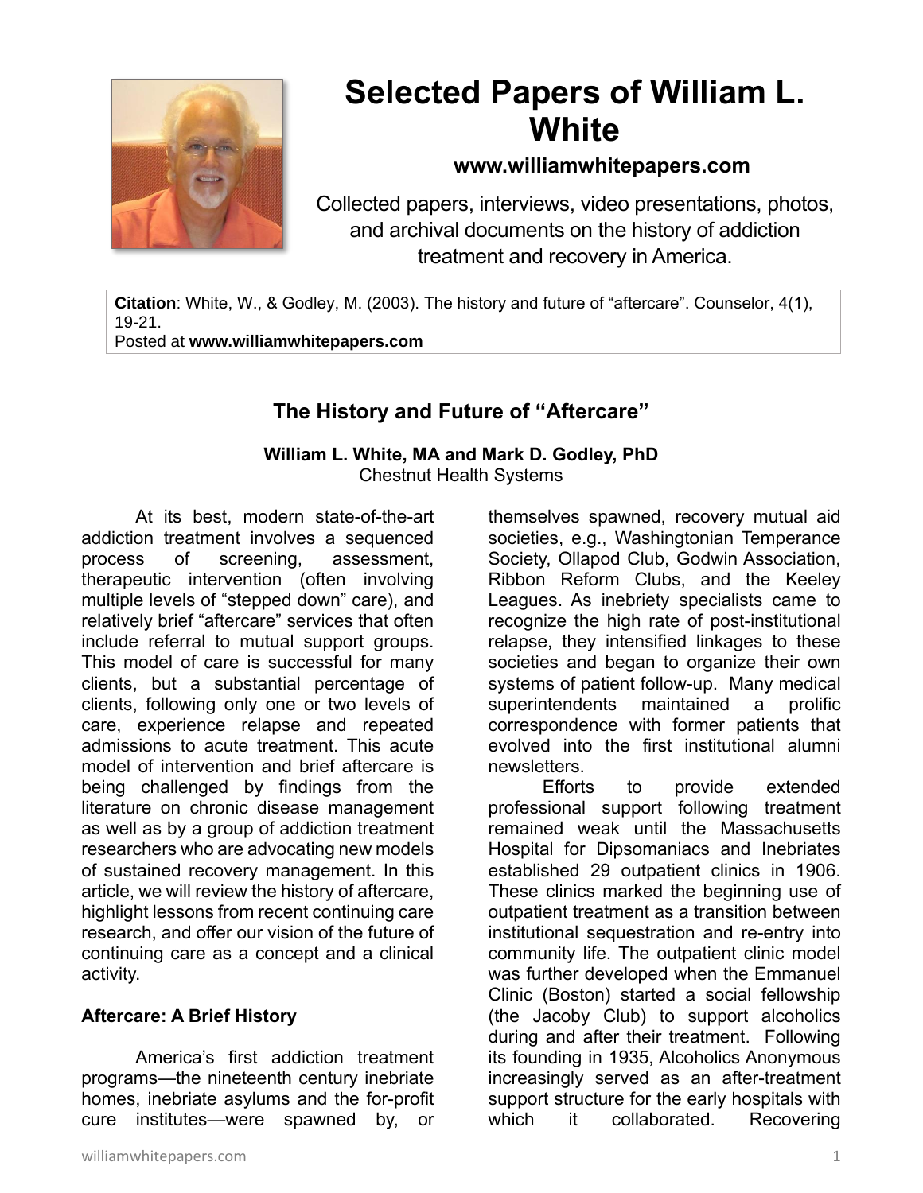# Selected Papers of William L. White

**www.williamwhitepapers.com**

Collected papers, interviews, video presentations, photos, and archival documents on the history of addiction treatment and recovery in America.

**Citation**: White, W., & Godley, M. (2003). The history and future of "aftercare". Counselor, 4(1), 19-21.
Posted at **www.williamwhitepapers.com**

## The History and Future of "Aftercare"

**William L. White, MA and Mark D. Godley, PhD**
Chestnut Health Systems

At its best, modern state-of-the-art addiction treatment involves a sequenced process of screening, assessment, therapeutic intervention (often involving multiple levels of "stepped down" care), and relatively brief "aftercare" services that often include referral to mutual support groups. This model of care is successful for many clients, but a substantial percentage of clients, following only one or two levels of care, experience relapse and repeated admissions to acute treatment. This acute model of intervention and brief aftercare is being challenged by findings from the literature on chronic disease management as well as by a group of addiction treatment researchers who are advocating new models of sustained recovery management. In this article, we will review the history of aftercare, highlight lessons from recent continuing care research, and offer our vision of the future of continuing care as a concept and a clinical activity.

### Aftercare: A Brief History

America's first addiction treatment programs—the nineteenth century inebriate homes, inebriate asylums and the for-profit cure institutes—were spawned by, or themselves spawned, recovery mutual aid societies, e.g., Washingtonian Temperance Society, Ollapod Club, Godwin Association, Ribbon Reform Clubs, and the Keeley Leagues. As inebriety specialists came to recognize the high rate of post-institutional relapse, they intensified linkages to these societies and began to organize their own systems of patient follow-up. Many medical superintendents maintained a prolific correspondence with former patients that evolved into the first institutional alumni newsletters.

Efforts to provide extended professional support following treatment remained weak until the Massachusetts Hospital for Dipsomaniacs and Inebriates established 29 outpatient clinics in 1906. These clinics marked the beginning use of outpatient treatment as a transition between institutional sequestration and re-entry into community life. The outpatient clinic model was further developed when the Emmanuel Clinic (Boston) started a social fellowship (the Jacoby Club) to support alcoholics during and after their treatment. Following its founding in 1935, Alcoholics Anonymous increasingly served as an after-treatment support structure for the early hospitals with which it collaborated. Recovering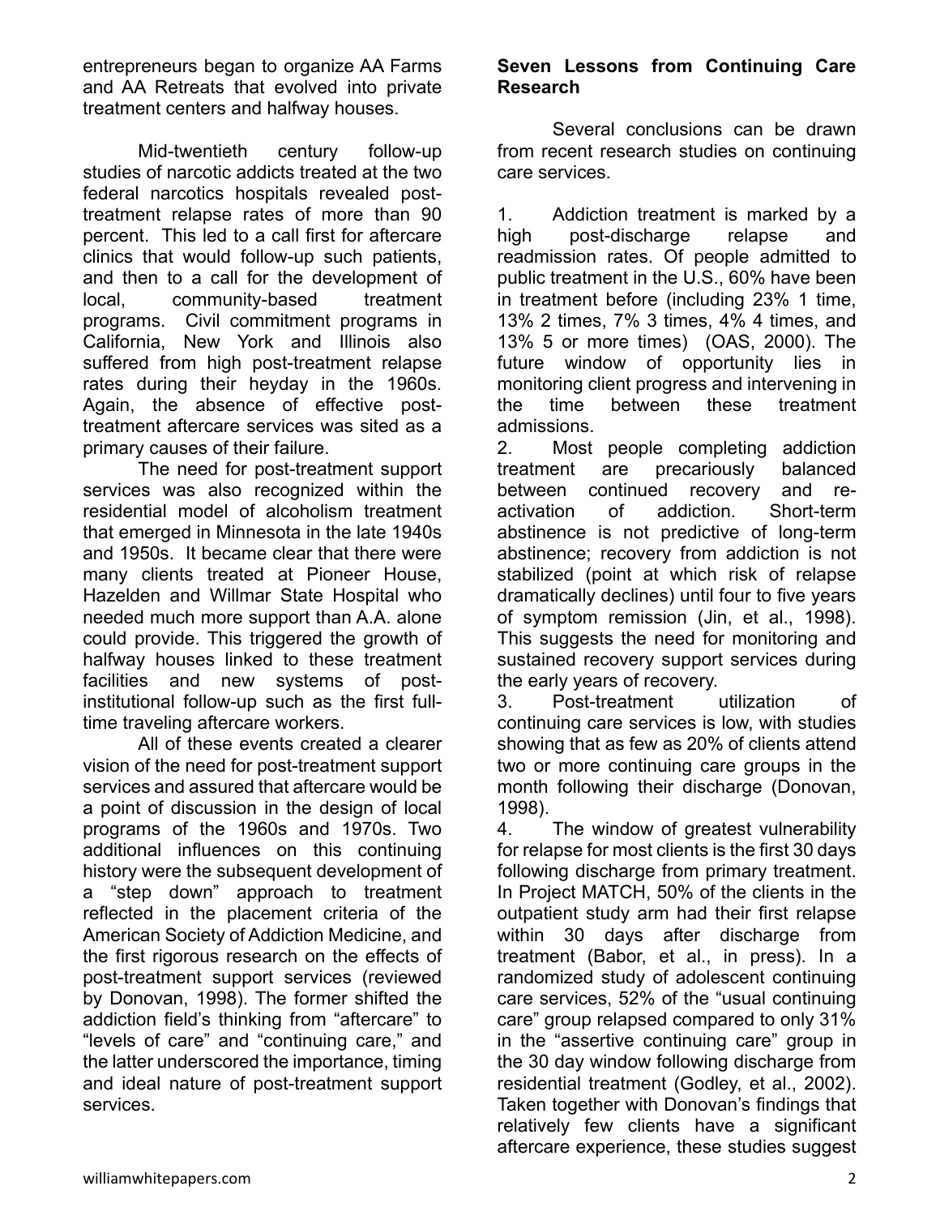entrepreneurs began to organize AA Farms and AA Retreats that evolved into private treatment centers and halfway houses.

Mid-twentieth century follow-up studies of narcotic addicts treated at the two federal narcotics hospitals revealed post-treatment relapse rates of more than 90 percent. This led to a call first for aftercare clinics that would follow-up such patients, and then to a call for the development of local, community-based treatment programs. Civil commitment programs in California, New York and Illinois also suffered from high post-treatment relapse rates during their heyday in the 1960s. Again, the absence of effective post-treatment aftercare services was sited as a primary causes of their failure.

The need for post-treatment support services was also recognized within the residential model of alcoholism treatment that emerged in Minnesota in the late 1940s and 1950s. It became clear that there were many clients treated at Pioneer House, Hazelden and Willmar State Hospital who needed much more support than A.A. alone could provide. This triggered the growth of halfway houses linked to these treatment facilities and new systems of post-institutional follow-up such as the first full-time traveling aftercare workers.

All of these events created a clearer vision of the need for post-treatment support services and assured that aftercare would be a point of discussion in the design of local programs of the 1960s and 1970s. Two additional influences on this continuing history were the subsequent development of a "step down" approach to treatment reflected in the placement criteria of the American Society of Addiction Medicine, and the first rigorous research on the effects of post-treatment support services (reviewed by Donovan, 1998). The former shifted the addiction field's thinking from "aftercare" to "levels of care" and "continuing care," and the latter underscored the importance, timing and ideal nature of post-treatment support services.

**Seven Lessons from Continuing Care Research**

Several conclusions can be drawn from recent research studies on continuing care services.

1. Addiction treatment is marked by a high post-discharge relapse and readmission rates. Of people admitted to public treatment in the U.S., 60% have been in treatment before (including 23% 1 time, 13% 2 times, 7% 3 times, 4% 4 times, and 13% 5 or more times) (OAS, 2000). The future window of opportunity lies in monitoring client progress and intervening in the time between these treatment admissions.
2. Most people completing addiction treatment are precariously balanced between continued recovery and re-activation of addiction. Short-term abstinence is not predictive of long-term abstinence; recovery from addiction is not stabilized (point at which risk of relapse dramatically declines) until four to five years of symptom remission (Jin, et al., 1998). This suggests the need for monitoring and sustained recovery support services during the early years of recovery.
3. Post-treatment utilization of continuing care services is low, with studies showing that as few as 20% of clients attend two or more continuing care groups in the month following their discharge (Donovan, 1998).
4. The window of greatest vulnerability for relapse for most clients is the first 30 days following discharge from primary treatment. In Project MATCH, 50% of the clients in the outpatient study arm had their first relapse within 30 days after discharge from treatment (Babor, et al., in press). In a randomized study of adolescent continuing care services, 52% of the "usual continuing care" group relapsed compared to only 31% in the "assertive continuing care" group in the 30 day window following discharge from residential treatment (Godley, et al., 2002). Taken together with Donovan's findings that relatively few clients have a significant aftercare experience, these studies suggest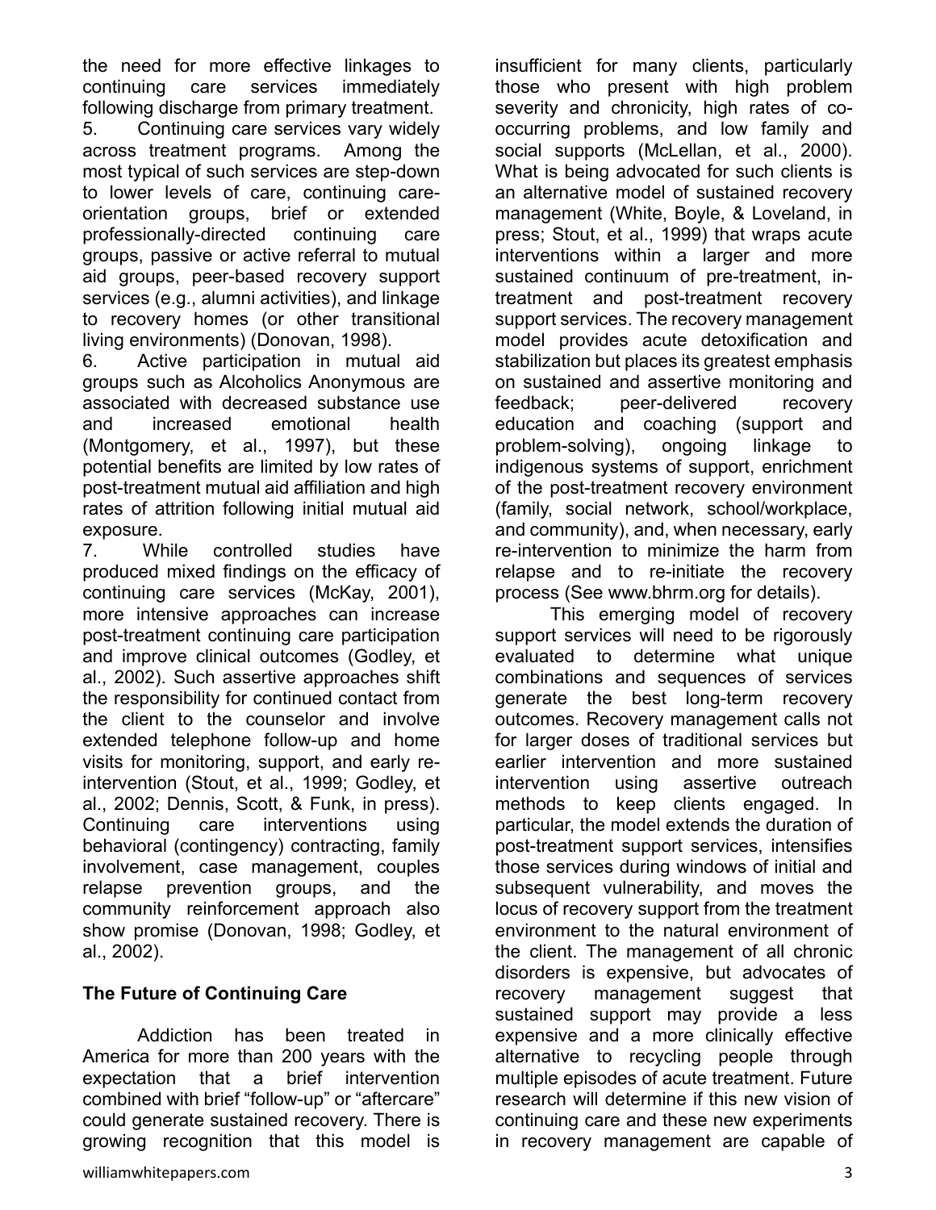the need for more effective linkages to continuing care services immediately following discharge from primary treatment.

5. Continuing care services vary widely across treatment programs. Among the most typical of such services are step-down to lower levels of care, continuing care-orientation groups, brief or extended professionally-directed continuing care groups, passive or active referral to mutual aid groups, peer-based recovery support services (e.g., alumni activities), and linkage to recovery homes (or other transitional living environments) (Donovan, 1998).

6. Active participation in mutual aid groups such as Alcoholics Anonymous are associated with decreased substance use and increased emotional health (Montgomery, et al., 1997), but these potential benefits are limited by low rates of post-treatment mutual aid affiliation and high rates of attrition following initial mutual aid exposure.

7. While controlled studies have produced mixed findings on the efficacy of continuing care services (McKay, 2001), more intensive approaches can increase post-treatment continuing care participation and improve clinical outcomes (Godley, et al., 2002). Such assertive approaches shift the responsibility for continued contact from the client to the counselor and involve extended telephone follow-up and home visits for monitoring, support, and early re-intervention (Stout, et al., 1999; Godley, et al., 2002; Dennis, Scott, & Funk, in press). Continuing care interventions using behavioral (contingency) contracting, family involvement, case management, couples relapse prevention groups, and the community reinforcement approach also show promise (Donovan, 1998; Godley, et al., 2002).

**The Future of Continuing Care**

Addiction has been treated in America for more than 200 years with the expectation that a brief intervention combined with brief "follow-up" or "aftercare" could generate sustained recovery. There is growing recognition that this model is insufficient for many clients, particularly those who present with high problem severity and chronicity, high rates of co-occurring problems, and low family and social supports (McLellan, et al., 2000). What is being advocated for such clients is an alternative model of sustained recovery management (White, Boyle, & Loveland, in press; Stout, et al., 1999) that wraps acute interventions within a larger and more sustained continuum of pre-treatment, in-treatment and post-treatment recovery support services. The recovery management model provides acute detoxification and stabilization but places its greatest emphasis on sustained and assertive monitoring and feedback; peer-delivered recovery education and coaching (support and problem-solving), ongoing linkage to indigenous systems of support, enrichment of the post-treatment recovery environment (family, social network, school/workplace, and community), and, when necessary, early re-intervention to minimize the harm from relapse and to re-initiate the recovery process (See www.bhrm.org for details).

This emerging model of recovery support services will need to be rigorously evaluated to determine what unique combinations and sequences of services generate the best long-term recovery outcomes. Recovery management calls not for larger doses of traditional services but earlier intervention and more sustained intervention using assertive outreach methods to keep clients engaged. In particular, the model extends the duration of post-treatment support services, intensifies those services during windows of initial and subsequent vulnerability, and moves the locus of recovery support from the treatment environment to the natural environment of the client. The management of all chronic disorders is expensive, but advocates of recovery management suggest that sustained support may provide a less expensive and a more clinically effective alternative to recycling people through multiple episodes of acute treatment. Future research will determine if this new vision of continuing care and these new experiments in recovery management are capable of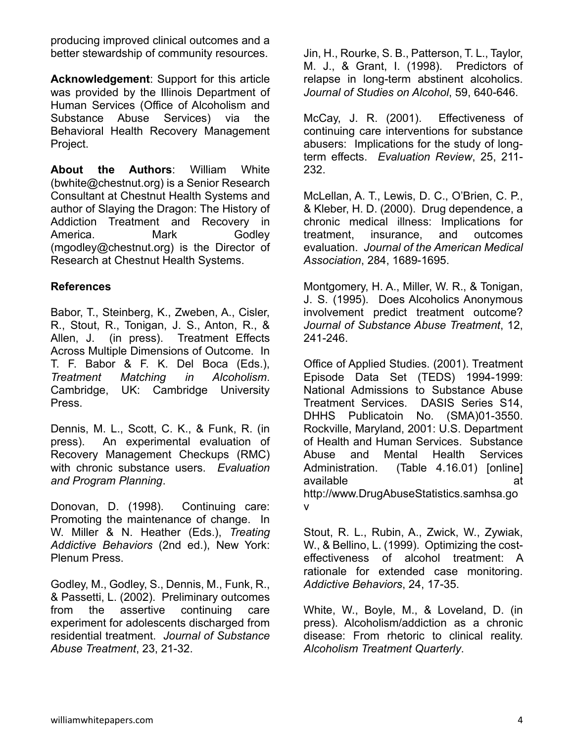producing improved clinical outcomes and a better stewardship of community resources.

**Acknowledgement**: Support for this article was provided by the Illinois Department of Human Services (Office of Alcoholism and Substance Abuse Services) via the Behavioral Health Recovery Management Project.

**About the Authors**: William White (bwhite@chestnut.org) is a Senior Research Consultant at Chestnut Health Systems and author of Slaying the Dragon: The History of Addiction Treatment and Recovery in America. Mark Godley (mgodley@chestnut.org) is the Director of Research at Chestnut Health Systems.

**References**

Babor, T., Steinberg, K., Zweben, A., Cisler, R., Stout, R., Tonigan, J. S., Anton, R., & Allen, J. (in press). Treatment Effects Across Multiple Dimensions of Outcome. In T. F. Babor & F. K. Del Boca (Eds.), *Treatment Matching in Alcoholism*. Cambridge, UK: Cambridge University Press.

Dennis, M. L., Scott, C. K., & Funk, R. (in press). An experimental evaluation of Recovery Management Checkups (RMC) with chronic substance users. *Evaluation and Program Planning*.

Donovan, D. (1998). Continuing care: Promoting the maintenance of change. In W. Miller & N. Heather (Eds.), *Treating Addictive Behaviors* (2nd ed.), New York: Plenum Press.

Godley, M., Godley, S., Dennis, M., Funk, R., & Passetti, L. (2002). Preliminary outcomes from the assertive continuing care experiment for adolescents discharged from residential treatment. *Journal of Substance Abuse Treatment*, 23, 21-32.

Jin, H., Rourke, S. B., Patterson, T. L., Taylor, M. J., & Grant, I. (1998). Predictors of relapse in long-term abstinent alcoholics. *Journal of Studies on Alcohol*, 59, 640-646.

McCay, J. R. (2001). Effectiveness of continuing care interventions for substance abusers: Implications for the study of long-term effects. *Evaluation Review*, 25, 211-232.

McLellan, A. T., Lewis, D. C., O'Brien, C. P., & Kleber, H. D. (2000). Drug dependence, a chronic medical illness: Implications for treatment, insurance, and outcomes evaluation. *Journal of the American Medical Association*, 284, 1689-1695.

Montgomery, H. A., Miller, W. R., & Tonigan, J. S. (1995). Does Alcoholics Anonymous involvement predict treatment outcome? *Journal of Substance Abuse Treatment*, 12, 241-246.

Office of Applied Studies. (2001). Treatment Episode Data Set (TEDS) 1994-1999: National Admissions to Substance Abuse Treatment Services. DASIS Series S14, DHHS Publicatoin No. (SMA)01-3550. Rockville, Maryland, 2001: U.S. Department of Health and Human Services. Substance Abuse and Mental Health Services Administration. (Table 4.16.01) [online] available at http://www.DrugAbuseStatistics.samhsa.gov

Stout, R. L., Rubin, A., Zwick, W., Zywiak, W., & Bellino, L. (1999). Optimizing the cost-effectiveness of alcohol treatment: A rationale for extended case monitoring. *Addictive Behaviors*, 24, 17-35.

White, W., Boyle, M., & Loveland, D. (in press). Alcoholism/addiction as a chronic disease: From rhetoric to clinical reality. *Alcoholism Treatment Quarterly*.